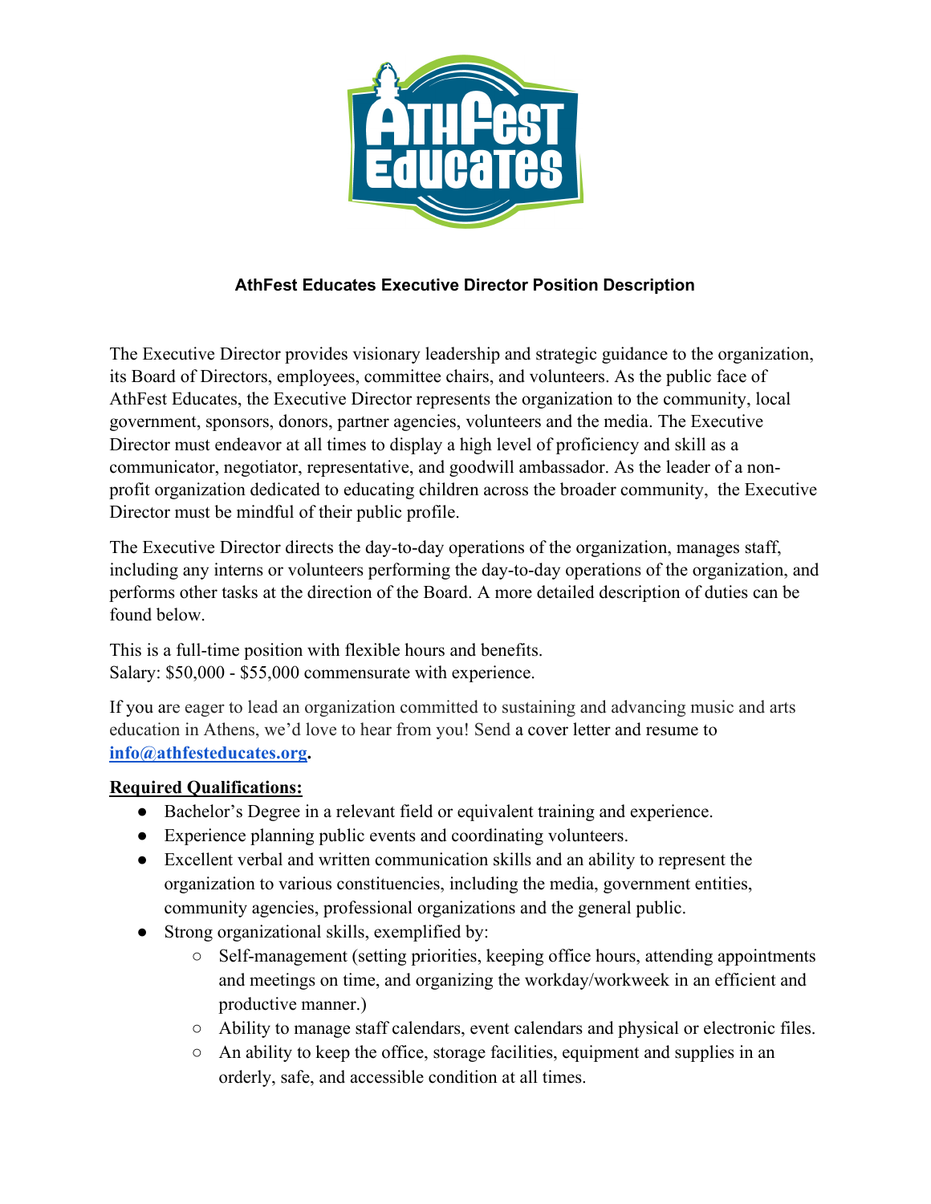**AthFest Educates Executive Director Position Description**

The Executive Director provides visionary leadership and strategic guidance to the organization, its Board of Directors, employees, committee chairs, and volunteers. As the public face of AthFest Educates, the Executive Director represents the organization to the community, local government, sponsors, donors, partner agencies, volunteers and the media. The Executive Director must endeavor at all times to display a high level of proficiency and skill as a communicator, negotiator, representative, and goodwill ambassador. As the leader of a non-profit organization dedicated to educating children across the broader community, the Executive Director must be mindful of their public profile.

The Executive Director directs the day-to-day operations of the organization, manages staff, including any interns or volunteers performing the day-to-day operations of the organization, and performs other tasks at the direction of the Board. A more detailed description of duties can be found below.

This is a full-time position with flexible hours and benefits.
Salary: $50,000 - $55,000 commensurate with experience.

If you are eager to lead an organization committed to sustaining and advancing music and arts education in Athens, we'd love to hear from you! Send a cover letter and resume to **info@athfesteducates.org.**

**Required Qualifications:**

- Bachelor's Degree in a relevant field or equivalent training and experience.
- Experience planning public events and coordinating volunteers.
- Excellent verbal and written communication skills and an ability to represent the organization to various constituencies, including the media, government entities, community agencies, professional organizations and the general public.
- Strong organizational skills, exemplified by:
  - Self-management (setting priorities, keeping office hours, attending appointments and meetings on time, and organizing the workday/workweek in an efficient and productive manner.)
  - Ability to manage staff calendars, event calendars and physical or electronic files.
  - An ability to keep the office, storage facilities, equipment and supplies in an orderly, safe, and accessible condition at all times.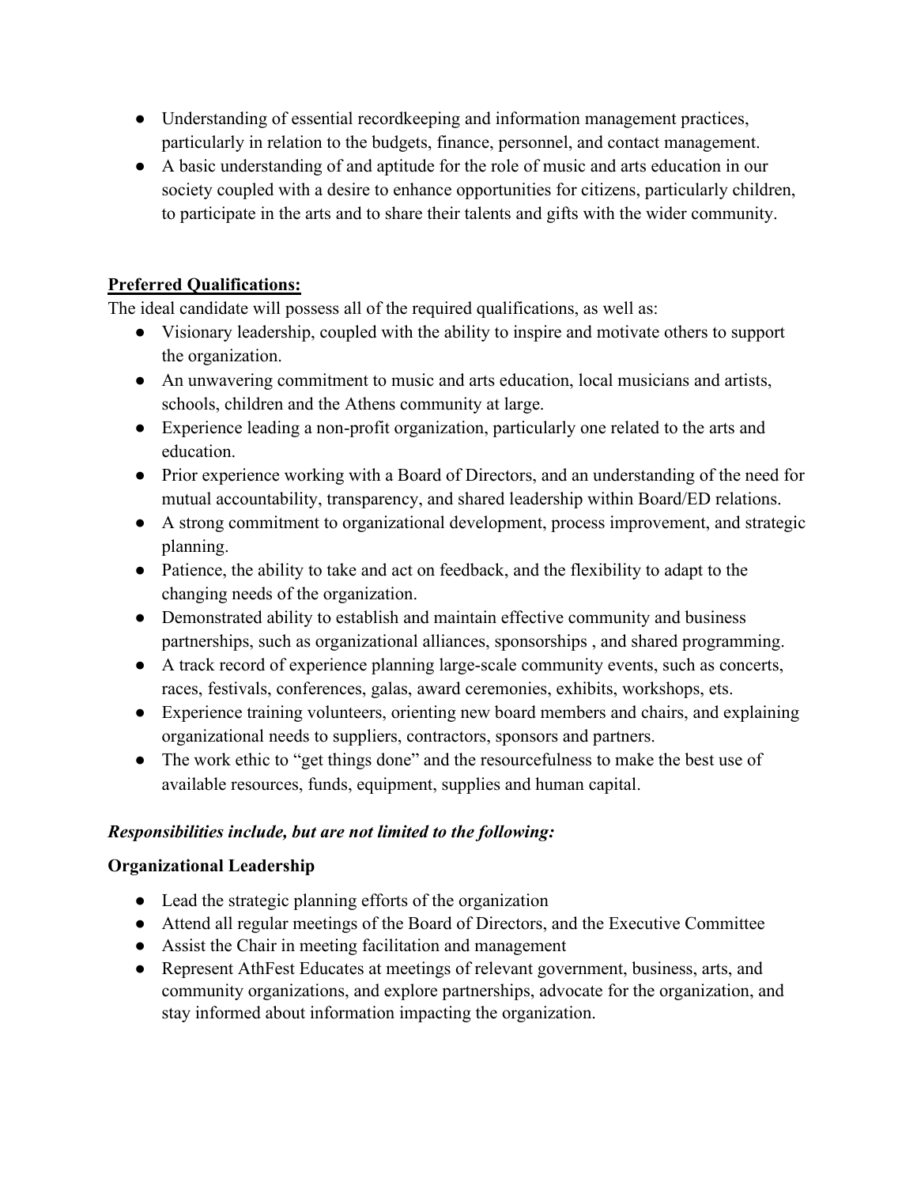- Understanding of essential recordkeeping and information management practices, particularly in relation to the budgets, finance, personnel, and contact management.
- A basic understanding of and aptitude for the role of music and arts education in our society coupled with a desire to enhance opportunities for citizens, particularly children, to participate in the arts and to share their talents and gifts with the wider community.

**Preferred Qualifications:**

The ideal candidate will possess all of the required qualifications, as well as:

- Visionary leadership, coupled with the ability to inspire and motivate others to support the organization.
- An unwavering commitment to music and arts education, local musicians and artists, schools, children and the Athens community at large.
- Experience leading a non-profit organization, particularly one related to the arts and education.
- Prior experience working with a Board of Directors, and an understanding of the need for mutual accountability, transparency, and shared leadership within Board/ED relations.
- A strong commitment to organizational development, process improvement, and strategic planning.
- Patience, the ability to take and act on feedback, and the flexibility to adapt to the changing needs of the organization.
- Demonstrated ability to establish and maintain effective community and business partnerships, such as organizational alliances, sponsorships , and shared programming.
- A track record of experience planning large-scale community events, such as concerts, races, festivals, conferences, galas, award ceremonies, exhibits, workshops, ets.
- Experience training volunteers, orienting new board members and chairs, and explaining organizational needs to suppliers, contractors, sponsors and partners.
- The work ethic to "get things done" and the resourcefulness to make the best use of available resources, funds, equipment, supplies and human capital.

***Responsibilities include, but are not limited to the following:***

**Organizational Leadership**

- Lead the strategic planning efforts of the organization
- Attend all regular meetings of the Board of Directors, and the Executive Committee
- Assist the Chair in meeting facilitation and management
- Represent AthFest Educates at meetings of relevant government, business, arts, and community organizations, and explore partnerships, advocate for the organization, and stay informed about information impacting the organization.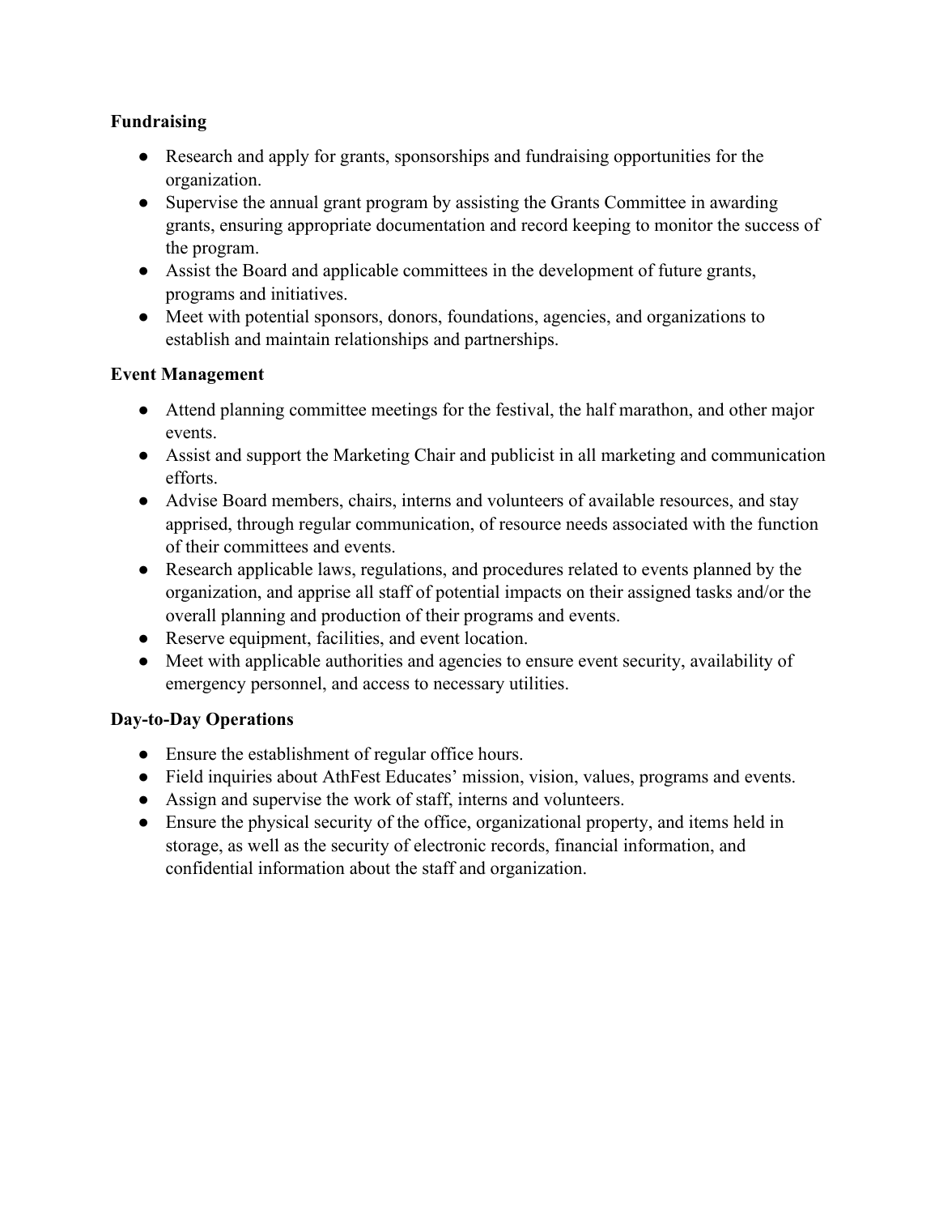**Fundraising**

- Research and apply for grants, sponsorships and fundraising opportunities for the organization.
- Supervise the annual grant program by assisting the Grants Committee in awarding grants, ensuring appropriate documentation and record keeping to monitor the success of the program.
- Assist the Board and applicable committees in the development of future grants, programs and initiatives.
- Meet with potential sponsors, donors, foundations, agencies, and organizations to establish and maintain relationships and partnerships.

**Event Management**

- Attend planning committee meetings for the festival, the half marathon, and other major events.
- Assist and support the Marketing Chair and publicist in all marketing and communication efforts.
- Advise Board members, chairs, interns and volunteers of available resources, and stay apprised, through regular communication, of resource needs associated with the function of their committees and events.
- Research applicable laws, regulations, and procedures related to events planned by the organization, and apprise all staff of potential impacts on their assigned tasks and/or the overall planning and production of their programs and events.
- Reserve equipment, facilities, and event location.
- Meet with applicable authorities and agencies to ensure event security, availability of emergency personnel, and access to necessary utilities.

**Day-to-Day Operations**

- Ensure the establishment of regular office hours.
- Field inquiries about AthFest Educates' mission, vision, values, programs and events.
- Assign and supervise the work of staff, interns and volunteers.
- Ensure the physical security of the office, organizational property, and items held in storage, as well as the security of electronic records, financial information, and confidential information about the staff and organization.